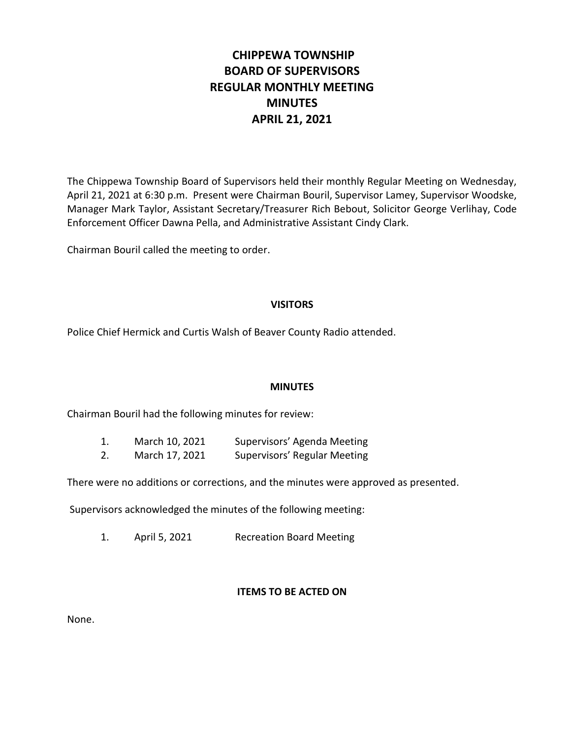# CHIPPEWA TOWNSHIP
# BOARD OF SUPERVISORS
# REGULAR MONTHLY MEETING
# MINUTES
# APRIL 21, 2021

The Chippewa Township Board of Supervisors held their monthly Regular Meeting on Wednesday, April 21, 2021 at 6:30 p.m. Present were Chairman Bouril, Supervisor Lamey, Supervisor Woodske, Manager Mark Taylor, Assistant Secretary/Treasurer Rich Bebout, Solicitor George Verlihay, Code Enforcement Officer Dawna Pella, and Administrative Assistant Cindy Clark.

Chairman Bouril called the meeting to order.

## VISITORS

Police Chief Hermick and Curtis Walsh of Beaver County Radio attended.

## MINUTES

Chairman Bouril had the following minutes for review:

1. March 10, 2021 Supervisors' Agenda Meeting
2. March 17, 2021 Supervisors' Regular Meeting

There were no additions or corrections, and the minutes were approved as presented.

Supervisors acknowledged the minutes of the following meeting:

1. April 5, 2021 Recreation Board Meeting

## ITEMS TO BE ACTED ON

None.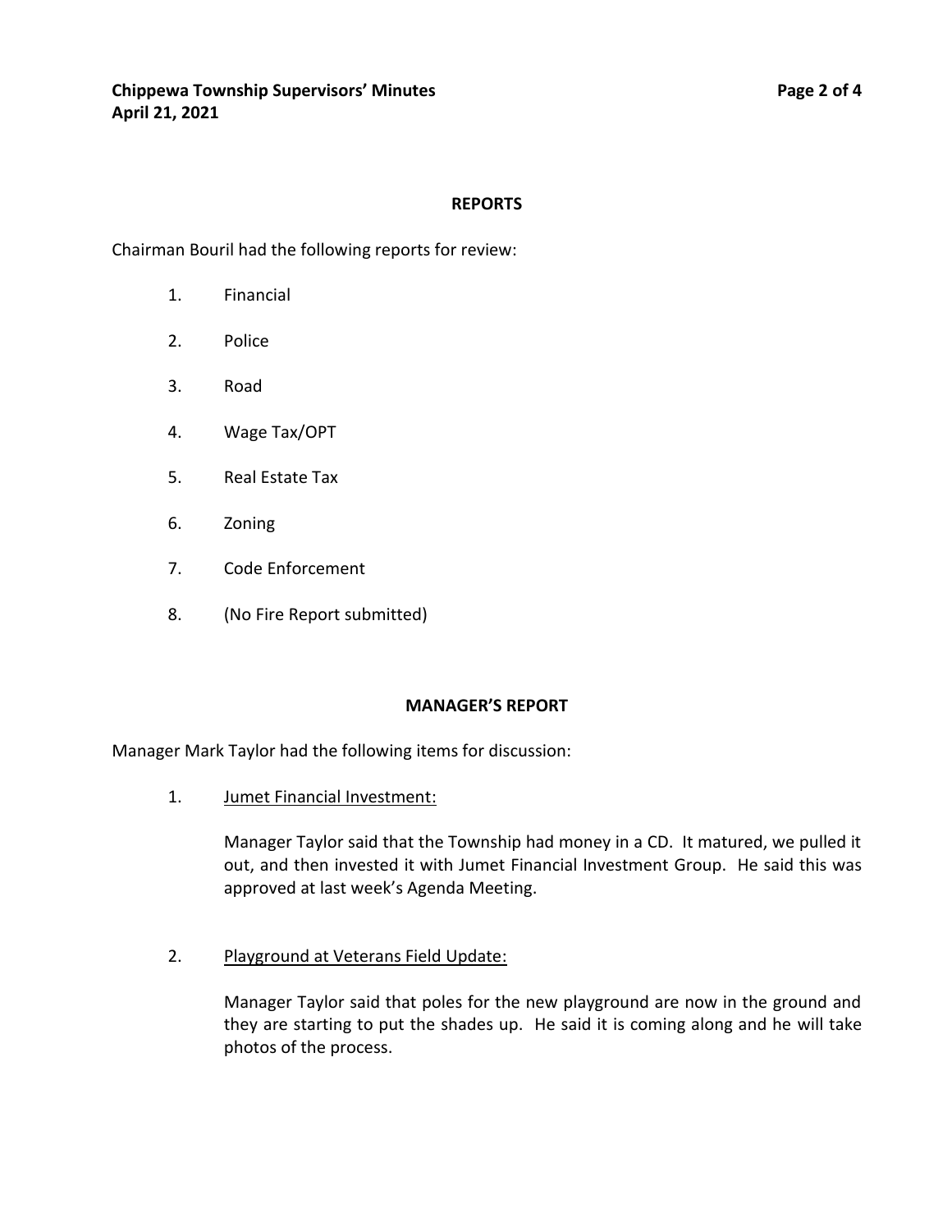## REPORTS

Chairman Bouril had the following reports for review:

1. Financial
2. Police
3. Road
4. Wage Tax/OPT
5. Real Estate Tax
6. Zoning
7. Code Enforcement
8. (No Fire Report submitted)

## MANAGER'S REPORT

Manager Mark Taylor had the following items for discussion:

1. Jumet Financial Investment:

   Manager Taylor said that the Township had money in a CD. It matured, we pulled it out, and then invested it with Jumet Financial Investment Group. He said this was approved at last week's Agenda Meeting.

2. Playground at Veterans Field Update:

   Manager Taylor said that poles for the new playground are now in the ground and they are starting to put the shades up. He said it is coming along and he will take photos of the process.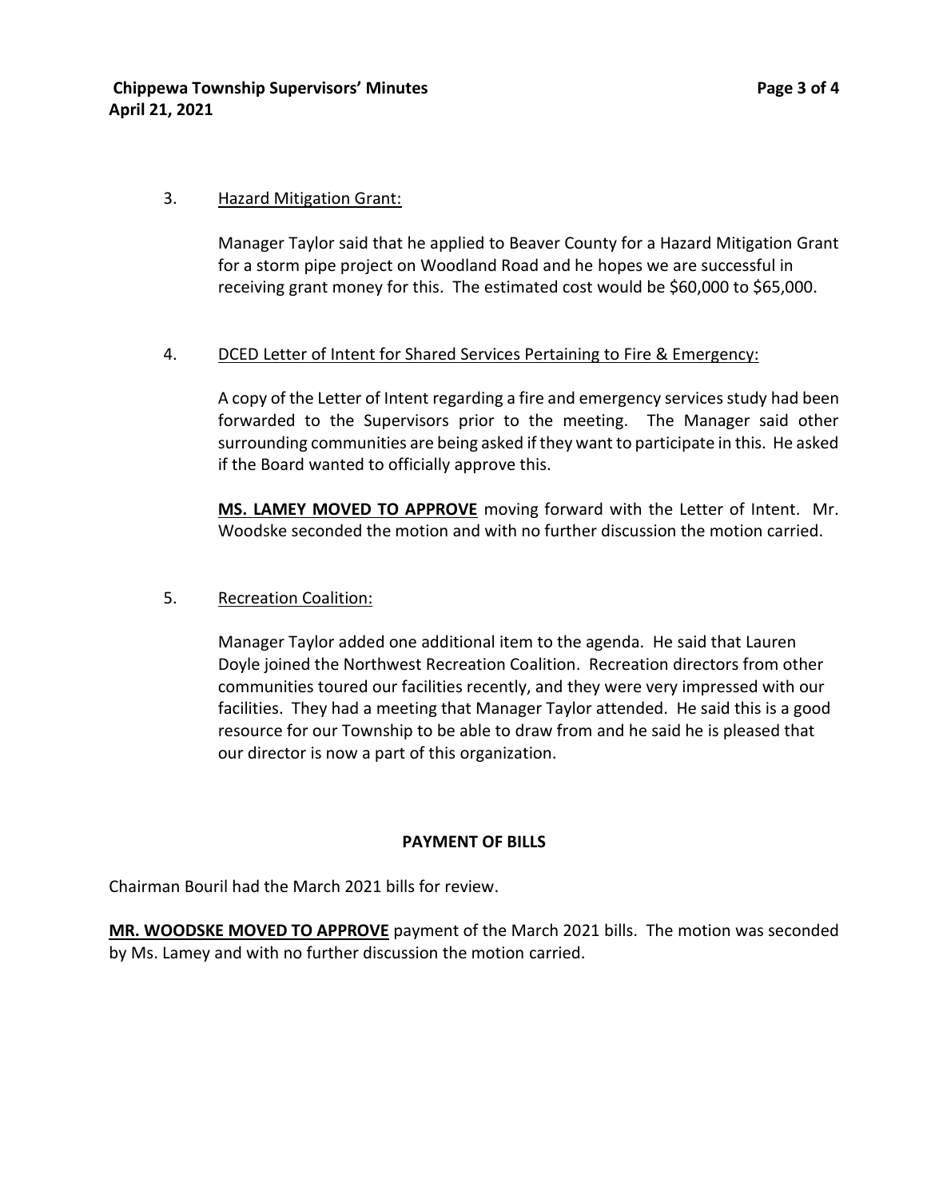3. Hazard Mitigation Grant:

Manager Taylor said that he applied to Beaver County for a Hazard Mitigation Grant for a storm pipe project on Woodland Road and he hopes we are successful in receiving grant money for this. The estimated cost would be $60,000 to $65,000.

4. DCED Letter of Intent for Shared Services Pertaining to Fire & Emergency:

A copy of the Letter of Intent regarding a fire and emergency services study had been forwarded to the Supervisors prior to the meeting. The Manager said other surrounding communities are being asked if they want to participate in this. He asked if the Board wanted to officially approve this.

**MS. LAMEY MOVED TO APPROVE** moving forward with the Letter of Intent. Mr. Woodske seconded the motion and with no further discussion the motion carried.

5. Recreation Coalition:

Manager Taylor added one additional item to the agenda. He said that Lauren Doyle joined the Northwest Recreation Coalition. Recreation directors from other communities toured our facilities recently, and they were very impressed with our facilities. They had a meeting that Manager Taylor attended. He said this is a good resource for our Township to be able to draw from and he said he is pleased that our director is now a part of this organization.

## PAYMENT OF BILLS

Chairman Bouril had the March 2021 bills for review.

**MR. WOODSKE MOVED TO APPROVE** payment of the March 2021 bills. The motion was seconded by Ms. Lamey and with no further discussion the motion carried.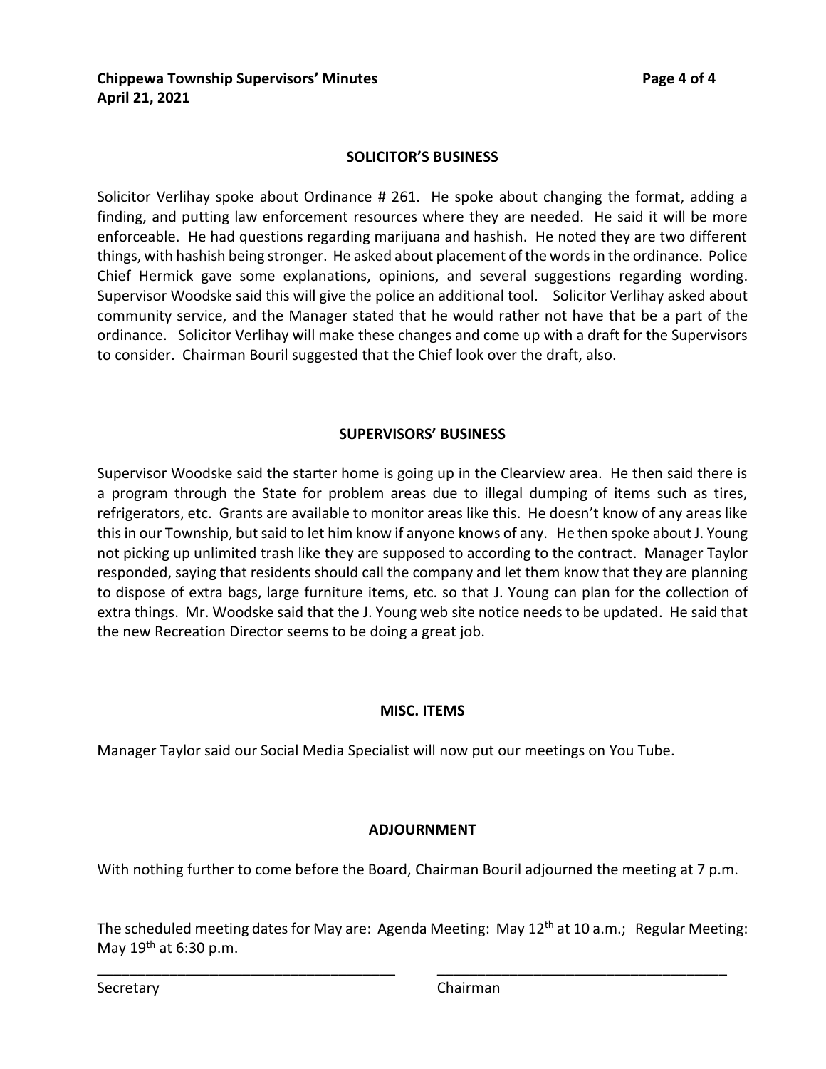## SOLICITOR'S BUSINESS

Solicitor Verlihay spoke about Ordinance # 261. He spoke about changing the format, adding a finding, and putting law enforcement resources where they are needed. He said it will be more enforceable. He had questions regarding marijuana and hashish. He noted they are two different things, with hashish being stronger. He asked about placement of the words in the ordinance. Police Chief Hermick gave some explanations, opinions, and several suggestions regarding wording. Supervisor Woodske said this will give the police an additional tool. Solicitor Verlihay asked about community service, and the Manager stated that he would rather not have that be a part of the ordinance. Solicitor Verlihay will make these changes and come up with a draft for the Supervisors to consider. Chairman Bouril suggested that the Chief look over the draft, also.

## SUPERVISORS' BUSINESS

Supervisor Woodske said the starter home is going up in the Clearview area. He then said there is a program through the State for problem areas due to illegal dumping of items such as tires, refrigerators, etc. Grants are available to monitor areas like this. He doesn't know of any areas like this in our Township, but said to let him know if anyone knows of any. He then spoke about J. Young not picking up unlimited trash like they are supposed to according to the contract. Manager Taylor responded, saying that residents should call the company and let them know that they are planning to dispose of extra bags, large furniture items, etc. so that J. Young can plan for the collection of extra things. Mr. Woodske said that the J. Young web site notice needs to be updated. He said that the new Recreation Director seems to be doing a great job.

## MISC. ITEMS

Manager Taylor said our Social Media Specialist will now put our meetings on You Tube.

## ADJOURNMENT

With nothing further to come before the Board, Chairman Bouril adjourned the meeting at 7 p.m.

The scheduled meeting dates for May are: Agenda Meeting: May 12th at 10 a.m.; Regular Meeting: May 19th at 6:30 p.m.

_______________________________________ _______________________________________

Secretary Chairman